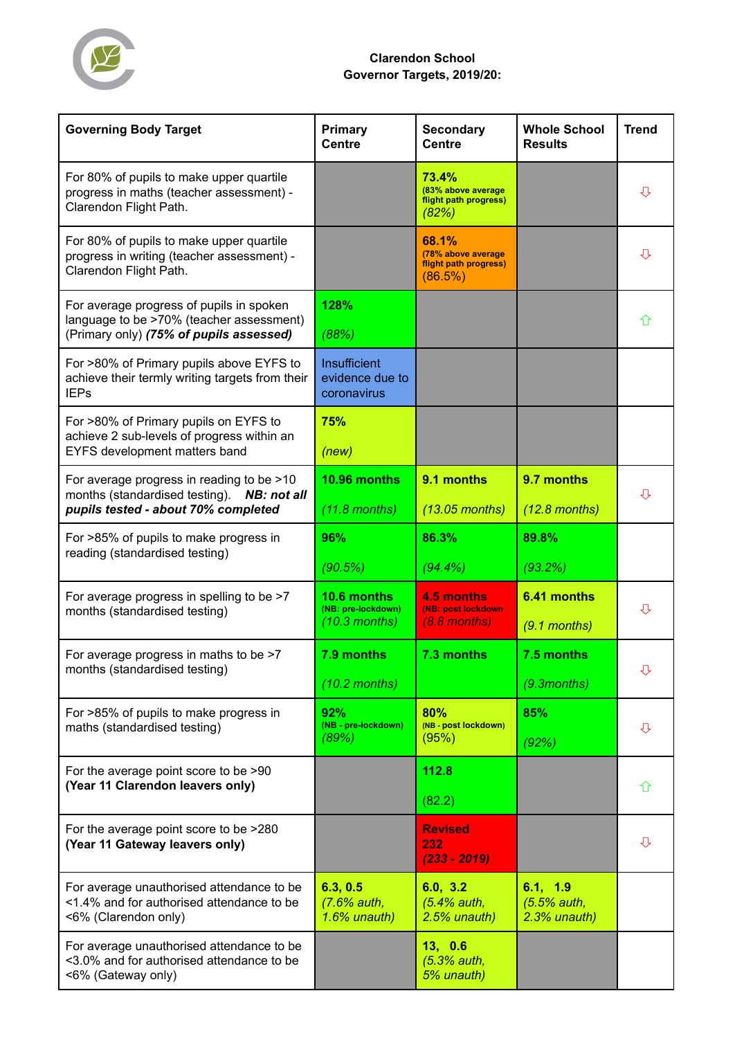# Clarendon School
## Governor Targets, 2019/20:

| Governing Body Target | Primary Centre | Secondary Centre | Whole School Results | Trend |
|---|---|---|---|---|
| For 80% of pupils to make upper quartile progress in maths (teacher assessment) - Clarendon Flight Path. | | **73.4%** **(83% above average flight path progress)** *(82%)* | | ⇩ |
| For 80% of pupils to make upper quartile progress in writing (teacher assessment) - Clarendon Flight Path. | | **68.1%** **(78% above average flight path progress)** (86.5%) | | ⇩ |
| For average progress of pupils in spoken language to be >70% (teacher assessment) (Primary only) ***(75% of pupils assessed)*** | **128%** *(88%)* | | | ⇧ |
| For >80% of Primary pupils above EYFS to achieve their termly writing targets from their IEPs | Insufficient evidence due to coronavirus | | | |
| For >80% of Primary pupils on EYFS to achieve 2 sub-levels of progress within an EYFS development matters band | **75%** *(new)* | | | |
| For average progress in reading to be >10 months (standardised testing). ***NB: not all pupils tested - about 70% completed*** | **10.96 months** *(11.8 months)* | **9.1 months** *(13.05 months)* | **9.7 months** *(12.8 months)* | ⇩ |
| For >85% of pupils to make progress in reading (standardised testing) | **96%** *(90.5%)* | **86.3%** *(94.4%)* | **89.8%** *(93.2%)* | |
| For average progress in spelling to be >7 months (standardised testing) | **10.6 months** **(NB: pre-lockdown)** *(10.3 months)* | **4.5 months** **(NB: post lockdown** *(8.8 months)* | **6.41 months** *(9.1 months)* | ⇩ |
| For average progress in maths to be >7 months (standardised testing) | **7.9 months** *(10.2 months)* | **7.3 months** | **7.5 months** *(9.3months)* | ⇩ |
| For >85% of pupils to make progress in maths (standardised testing) | **92%** **(NB - pre-lockdown)** *(89%)* | **80%** **(NB - post lockdown)** (95%) | **85%** *(92%)* | ⇩ |
| For the average point score to be >90 **(Year 11 Clarendon leavers only)** | | **112.8** (82.2) | | ⇧ |
| For the average point score to be >280 **(Year 11 Gateway leavers only)** | | **Revised 232** ***(233 - 2019)*** | | ⇩ |
| For average unauthorised attendance to be <1.4% and for authorised attendance to be <6% (Clarendon only) | **6.3, 0.5** *(7.6% auth, 1.6% unauth)* | **6.0, 3.2** *(5.4% auth, 2.5% unauth)* | **6.1, 1.9** *(5.5% auth, 2.3% unauth)* | |
| For average unauthorised attendance to be <3.0% and for authorised attendance to be <6% (Gateway only) | | **13, 0.6** *(5.3% auth, 5% unauth)* | | |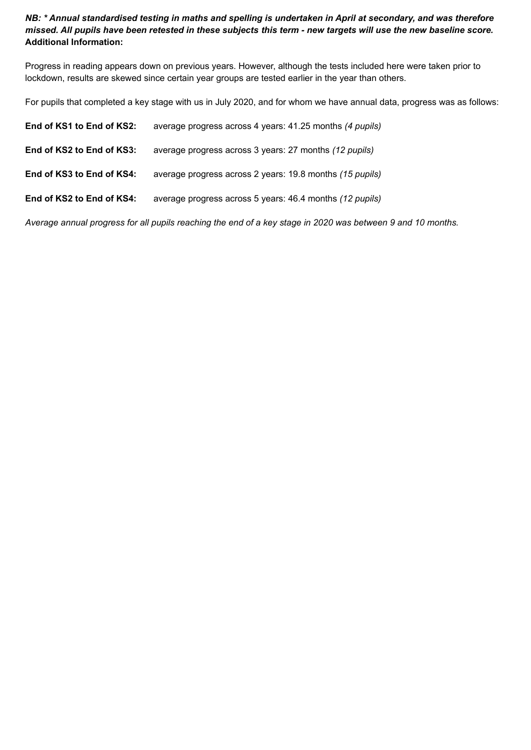***NB: \* Annual standardised testing in maths and spelling is undertaken in April at secondary, and was therefore missed. All pupils have been retested in these subjects this term - new targets will use the new baseline score.***

**Additional Information:**

Progress in reading appears down on previous years. However, although the tests included here were taken prior to lockdown, results are skewed since certain year groups are tested earlier in the year than others.

For pupils that completed a key stage with us in July 2020, and for whom we have annual data, progress was as follows:

**End of KS1 to End of KS2:** average progress across 4 years: 41.25 months *(4 pupils)*

**End of KS2 to End of KS3:** average progress across 3 years: 27 months *(12 pupils)*

**End of KS3 to End of KS4:** average progress across 2 years: 19.8 months *(15 pupils)*

**End of KS2 to End of KS4:** average progress across 5 years: 46.4 months *(12 pupils)*

*Average annual progress for all pupils reaching the end of a key stage in 2020 was between 9 and 10 months.*